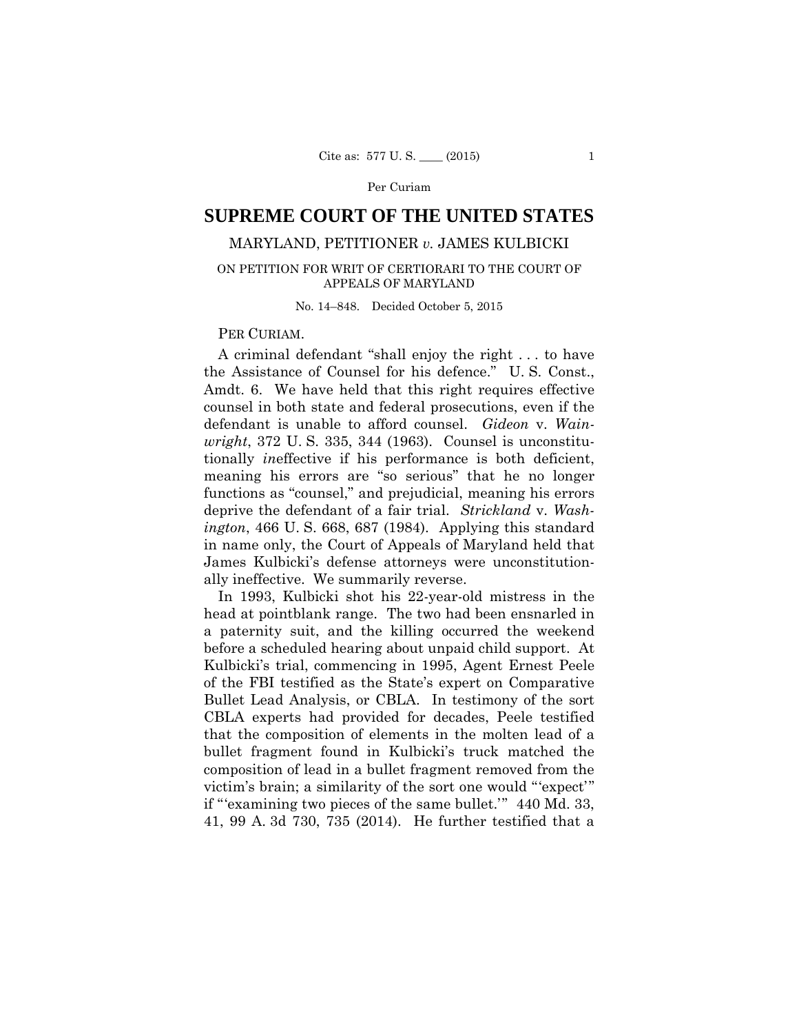# SUPREME COURT OF THE UNITED STATES

MARYLAND, PETITIONER *v.* JAMES KULBICKI

ON PETITION FOR WRIT OF CERTIORARI TO THE COURT OF APPEALS OF MARYLAND

No. 14–848. Decided October 5, 2015

PER CURIAM.

A criminal defendant "shall enjoy the right . . . to have the Assistance of Counsel for his defence." U. S. Const., Amdt. 6. We have held that this right requires effective counsel in both state and federal prosecutions, even if the defendant is unable to afford counsel. *Gideon* v. *Wainwright*, 372 U. S. 335, 344 (1963). Counsel is unconstitutionally *in*effective if his performance is both deficient, meaning his errors are "so serious" that he no longer functions as "counsel," and prejudicial, meaning his errors deprive the defendant of a fair trial. *Strickland* v. *Washington*, 466 U. S. 668, 687 (1984). Applying this standard in name only, the Court of Appeals of Maryland held that James Kulbicki's defense attorneys were unconstitutionally ineffective. We summarily reverse.

In 1993, Kulbicki shot his 22-year-old mistress in the head at pointblank range. The two had been ensnarled in a paternity suit, and the killing occurred the weekend before a scheduled hearing about unpaid child support. At Kulbicki's trial, commencing in 1995, Agent Ernest Peele of the FBI testified as the State's expert on Comparative Bullet Lead Analysis, or CBLA. In testimony of the sort CBLA experts had provided for decades, Peele testified that the composition of elements in the molten lead of a bullet fragment found in Kulbicki's truck matched the composition of lead in a bullet fragment removed from the victim's brain; a similarity of the sort one would "'expect'" if "'examining two pieces of the same bullet.'" 440 Md. 33, 41, 99 A. 3d 730, 735 (2014). He further testified that a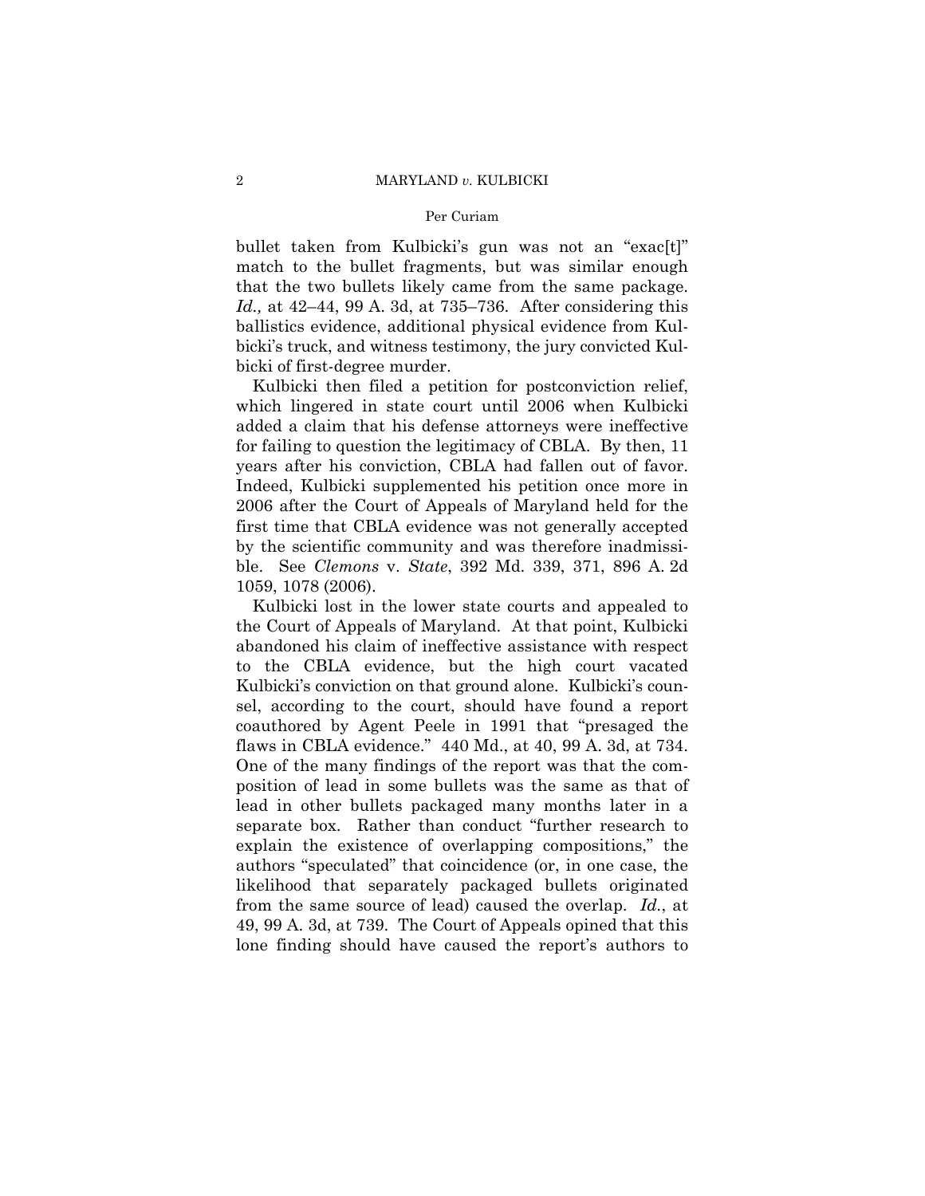bullet taken from Kulbicki's gun was not an "exac[t]" match to the bullet fragments, but was similar enough that the two bullets likely came from the same package. *Id.,* at 42–44, 99 A. 3d, at 735–736. After considering this ballistics evidence, additional physical evidence from Kulbicki's truck, and witness testimony, the jury convicted Kulbicki of first-degree murder.

Kulbicki then filed a petition for postconviction relief, which lingered in state court until 2006 when Kulbicki added a claim that his defense attorneys were ineffective for failing to question the legitimacy of CBLA. By then, 11 years after his conviction, CBLA had fallen out of favor. Indeed, Kulbicki supplemented his petition once more in 2006 after the Court of Appeals of Maryland held for the first time that CBLA evidence was not generally accepted by the scientific community and was therefore inadmissible. See *Clemons* v. *State*, 392 Md. 339, 371, 896 A. 2d 1059, 1078 (2006).

Kulbicki lost in the lower state courts and appealed to the Court of Appeals of Maryland. At that point, Kulbicki abandoned his claim of ineffective assistance with respect to the CBLA evidence, but the high court vacated Kulbicki's conviction on that ground alone. Kulbicki's counsel, according to the court, should have found a report coauthored by Agent Peele in 1991 that "presaged the flaws in CBLA evidence." 440 Md., at 40, 99 A. 3d, at 734. One of the many findings of the report was that the composition of lead in some bullets was the same as that of lead in other bullets packaged many months later in a separate box. Rather than conduct "further research to explain the existence of overlapping compositions," the authors "speculated" that coincidence (or, in one case, the likelihood that separately packaged bullets originated from the same source of lead) caused the overlap. *Id.*, at 49, 99 A. 3d, at 739. The Court of Appeals opined that this lone finding should have caused the report's authors to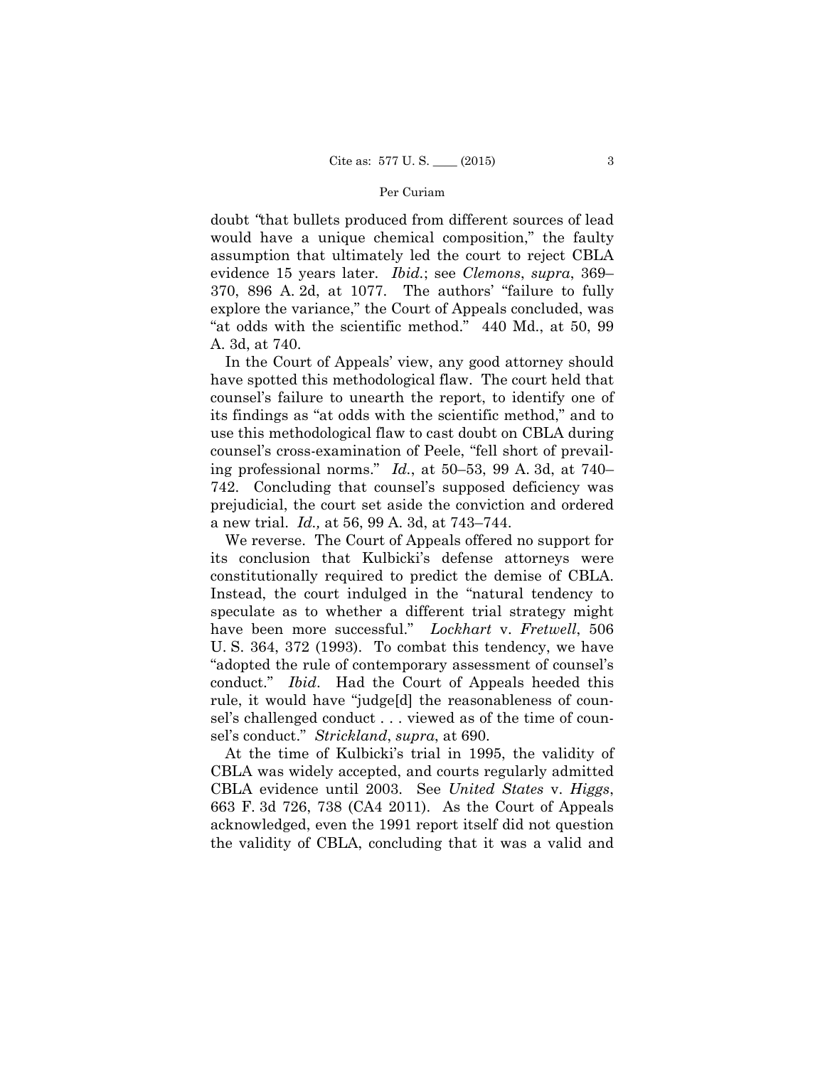doubt "that bullets produced from different sources of lead would have a unique chemical composition," the faulty assumption that ultimately led the court to reject CBLA evidence 15 years later. *Ibid.*; see *Clemons*, *supra*, 369–370, 896 A. 2d, at 1077. The authors' "failure to fully explore the variance," the Court of Appeals concluded, was "at odds with the scientific method." 440 Md., at 50, 99 A. 3d, at 740.

In the Court of Appeals' view, any good attorney should have spotted this methodological flaw. The court held that counsel's failure to unearth the report, to identify one of its findings as "at odds with the scientific method," and to use this methodological flaw to cast doubt on CBLA during counsel's cross-examination of Peele, "fell short of prevailing professional norms." *Id.*, at 50–53, 99 A. 3d, at 740–742. Concluding that counsel's supposed deficiency was prejudicial, the court set aside the conviction and ordered a new trial. *Id.*, at 56, 99 A. 3d, at 743–744.

We reverse. The Court of Appeals offered no support for its conclusion that Kulbicki's defense attorneys were constitutionally required to predict the demise of CBLA. Instead, the court indulged in the "natural tendency to speculate as to whether a different trial strategy might have been more successful." *Lockhart* v. *Fretwell*, 506 U. S. 364, 372 (1993). To combat this tendency, we have "adopted the rule of contemporary assessment of counsel's conduct." *Ibid*. Had the Court of Appeals heeded this rule, it would have "judge[d] the reasonableness of counsel's challenged conduct . . . viewed as of the time of counsel's conduct." *Strickland*, *supra*, at 690.

At the time of Kulbicki's trial in 1995, the validity of CBLA was widely accepted, and courts regularly admitted CBLA evidence until 2003. See *United States* v. *Higgs*, 663 F. 3d 726, 738 (CA4 2011). As the Court of Appeals acknowledged, even the 1991 report itself did not question the validity of CBLA, concluding that it was a valid and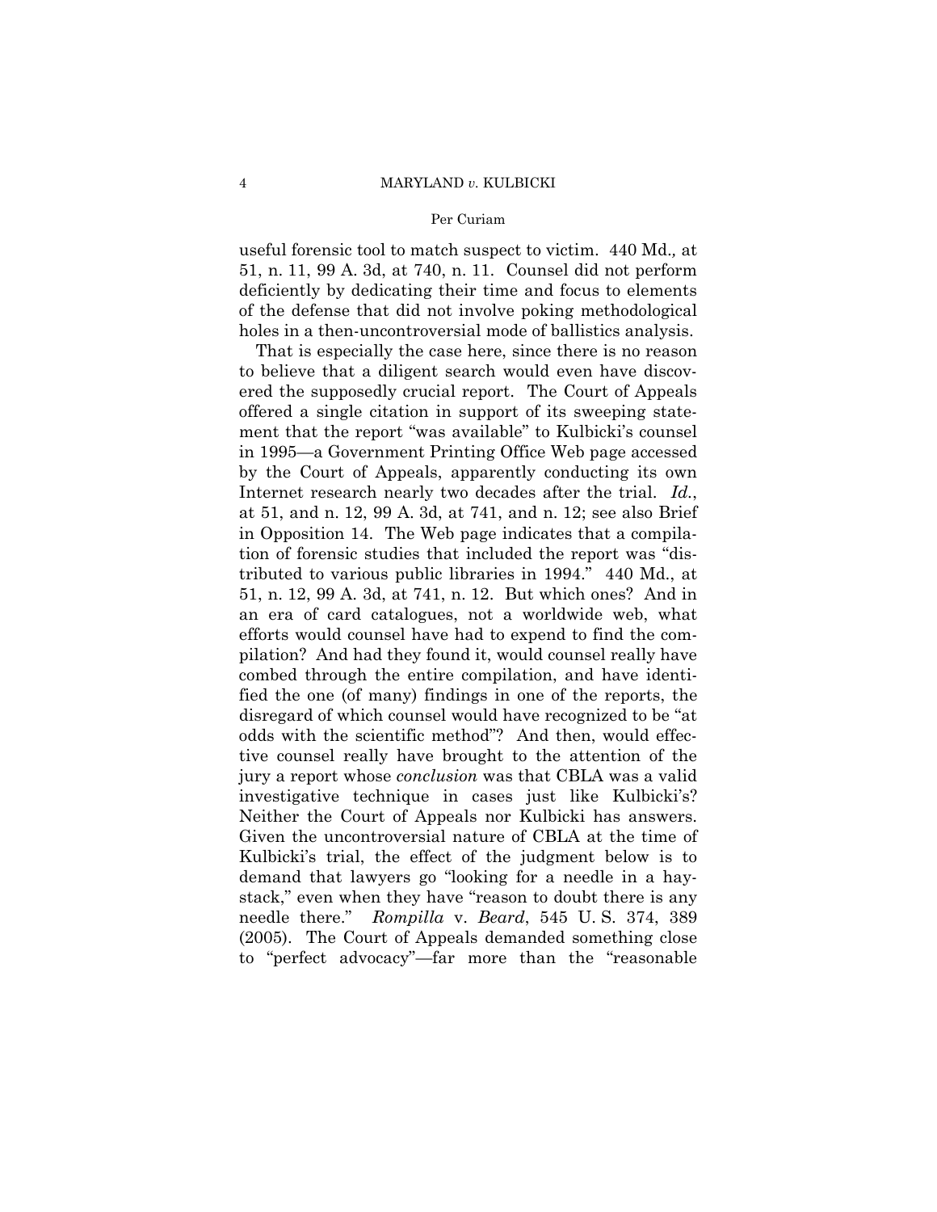useful forensic tool to match suspect to victim. 440 Md., at 51, n. 11, 99 A. 3d, at 740, n. 11. Counsel did not perform deficiently by dedicating their time and focus to elements of the defense that did not involve poking methodological holes in a then-uncontroversial mode of ballistics analysis.

That is especially the case here, since there is no reason to believe that a diligent search would even have discovered the supposedly crucial report. The Court of Appeals offered a single citation in support of its sweeping statement that the report "was available" to Kulbicki's counsel in 1995—a Government Printing Office Web page accessed by the Court of Appeals, apparently conducting its own Internet research nearly two decades after the trial. *Id.*, at 51, and n. 12, 99 A. 3d, at 741, and n. 12; see also Brief in Opposition 14. The Web page indicates that a compilation of forensic studies that included the report was "distributed to various public libraries in 1994." 440 Md., at 51, n. 12, 99 A. 3d, at 741, n. 12. But which ones? And in an era of card catalogues, not a worldwide web, what efforts would counsel have had to expend to find the compilation? And had they found it, would counsel really have combed through the entire compilation, and have identified the one (of many) findings in one of the reports, the disregard of which counsel would have recognized to be "at odds with the scientific method"? And then, would effective counsel really have brought to the attention of the jury a report whose *conclusion* was that CBLA was a valid investigative technique in cases just like Kulbicki's? Neither the Court of Appeals nor Kulbicki has answers. Given the uncontroversial nature of CBLA at the time of Kulbicki's trial, the effect of the judgment below is to demand that lawyers go "looking for a needle in a haystack," even when they have "reason to doubt there is any needle there." *Rompilla* v. *Beard*, 545 U. S. 374, 389 (2005). The Court of Appeals demanded something close to "perfect advocacy"—far more than the "reasonable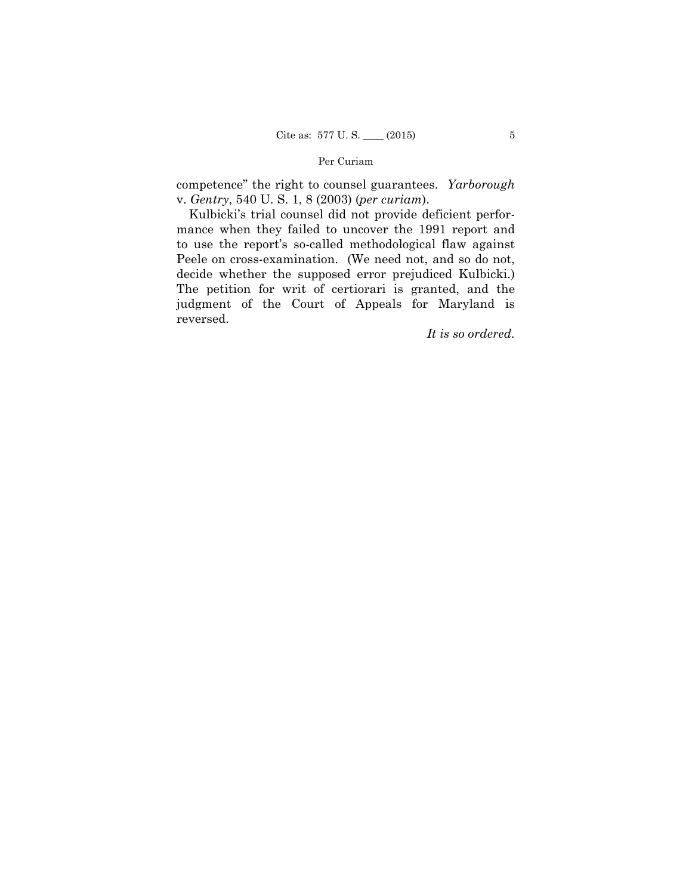competence" the right to counsel guarantees. *Yarborough* v. *Gentry*, 540 U. S. 1, 8 (2003) (*per curiam*).

Kulbicki's trial counsel did not provide deficient performance when they failed to uncover the 1991 report and to use the report's so-called methodological flaw against Peele on cross-examination. (We need not, and so do not, decide whether the supposed error prejudiced Kulbicki.) The petition for writ of certiorari is granted, and the judgment of the Court of Appeals for Maryland is reversed.

*It is so ordered.*